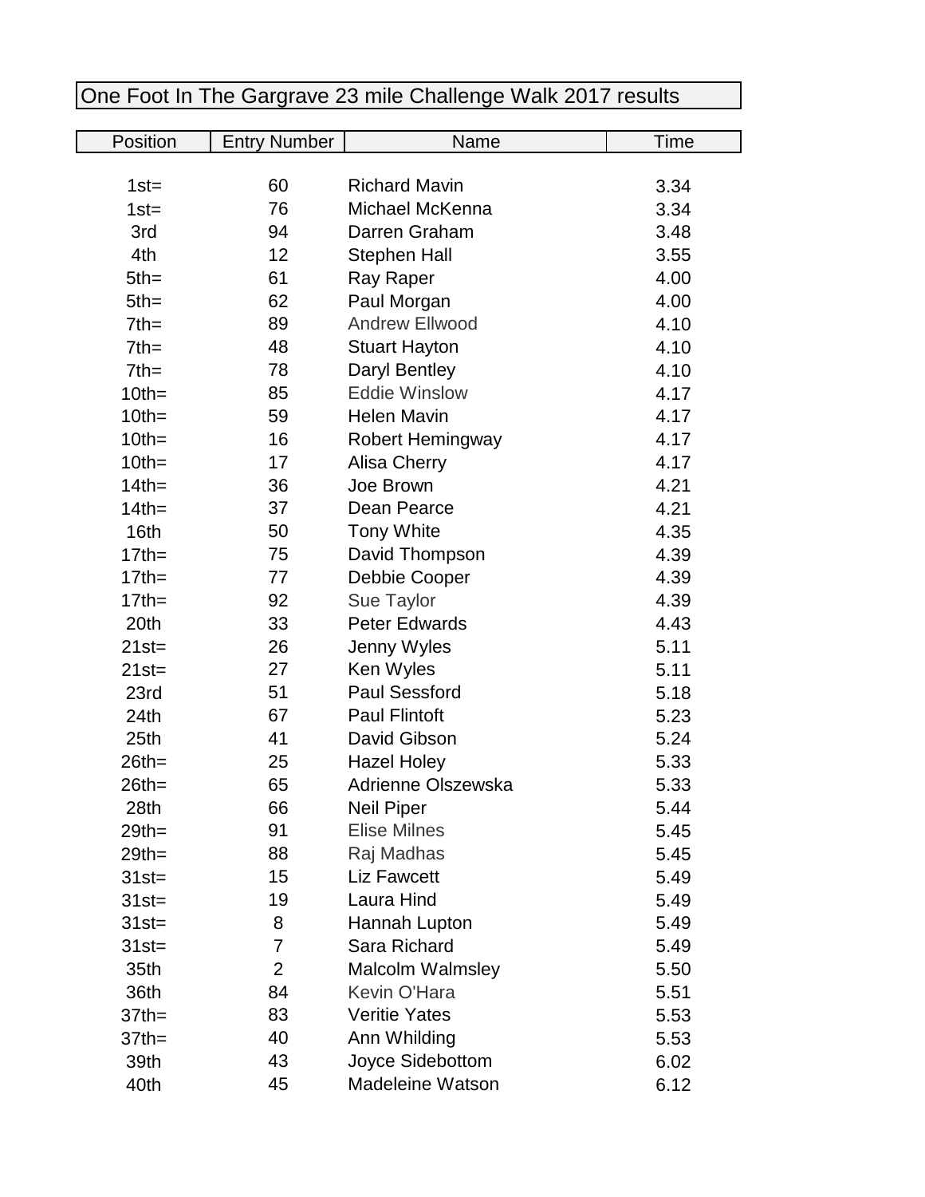# One Foot In The Gargrave 23 mile Challenge Walk 2017 results

| Position | Entry Number | Name | Time |
|---|---|---|---|
| 1st= | 60 | Richard Mavin | 3.34 |
| 1st= | 76 | Michael McKenna | 3.34 |
| 3rd | 94 | Darren Graham | 3.48 |
| 4th | 12 | Stephen Hall | 3.55 |
| 5th= | 61 | Ray Raper | 4.00 |
| 5th= | 62 | Paul Morgan | 4.00 |
| 7th= | 89 | Andrew Ellwood | 4.10 |
| 7th= | 48 | Stuart Hayton | 4.10 |
| 7th= | 78 | Daryl Bentley | 4.10 |
| 10th= | 85 | Eddie Winslow | 4.17 |
| 10th= | 59 | Helen Mavin | 4.17 |
| 10th= | 16 | Robert Hemingway | 4.17 |
| 10th= | 17 | Alisa Cherry | 4.17 |
| 14th= | 36 | Joe Brown | 4.21 |
| 14th= | 37 | Dean Pearce | 4.21 |
| 16th | 50 | Tony White | 4.35 |
| 17th= | 75 | David Thompson | 4.39 |
| 17th= | 77 | Debbie Cooper | 4.39 |
| 17th= | 92 | Sue Taylor | 4.39 |
| 20th | 33 | Peter Edwards | 4.43 |
| 21st= | 26 | Jenny Wyles | 5.11 |
| 21st= | 27 | Ken Wyles | 5.11 |
| 23rd | 51 | Paul Sessford | 5.18 |
| 24th | 67 | Paul Flintoft | 5.23 |
| 25th | 41 | David Gibson | 5.24 |
| 26th= | 25 | Hazel Holey | 5.33 |
| 26th= | 65 | Adrienne Olszewska | 5.33 |
| 28th | 66 | Neil Piper | 5.44 |
| 29th= | 91 | Elise Milnes | 5.45 |
| 29th= | 88 | Raj Madhas | 5.45 |
| 31st= | 15 | Liz Fawcett | 5.49 |
| 31st= | 19 | Laura Hind | 5.49 |
| 31st= | 8 | Hannah Lupton | 5.49 |
| 31st= | 7 | Sara Richard | 5.49 |
| 35th | 2 | Malcolm Walmsley | 5.50 |
| 36th | 84 | Kevin O'Hara | 5.51 |
| 37th= | 83 | Veritie Yates | 5.53 |
| 37th= | 40 | Ann Whilding | 5.53 |
| 39th | 43 | Joyce Sidebottom | 6.02 |
| 40th | 45 | Madeleine Watson | 6.12 |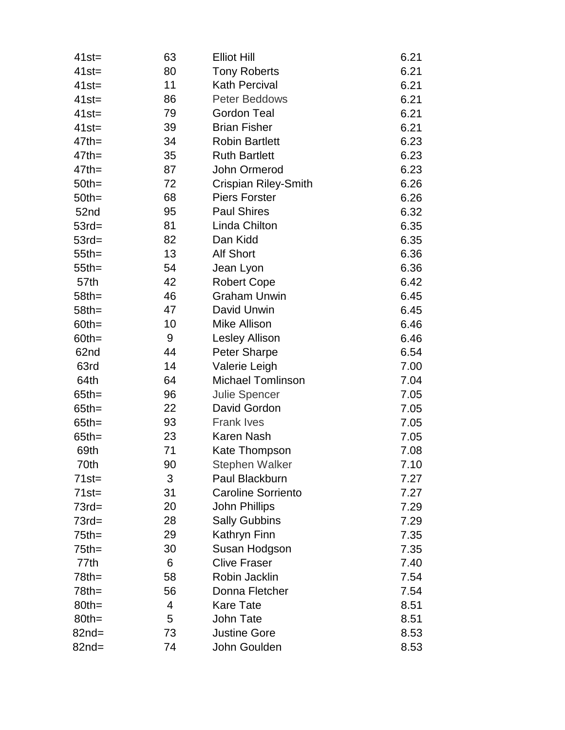| | | | |
|---|---|---|---|
| 41st= | 63 | Elliot Hill | 6.21 |
| 41st= | 80 | Tony Roberts | 6.21 |
| 41st= | 11 | Kath Percival | 6.21 |
| 41st= | 86 | Peter Beddows | 6.21 |
| 41st= | 79 | Gordon Teal | 6.21 |
| 41st= | 39 | Brian Fisher | 6.21 |
| 47th= | 34 | Robin Bartlett | 6.23 |
| 47th= | 35 | Ruth Bartlett | 6.23 |
| 47th= | 87 | John Ormerod | 6.23 |
| 50th= | 72 | Crispian Riley-Smith | 6.26 |
| 50th= | 68 | Piers Forster | 6.26 |
| 52nd | 95 | Paul Shires | 6.32 |
| 53rd= | 81 | Linda Chilton | 6.35 |
| 53rd= | 82 | Dan Kidd | 6.35 |
| 55th= | 13 | Alf Short | 6.36 |
| 55th= | 54 | Jean Lyon | 6.36 |
| 57th | 42 | Robert Cope | 6.42 |
| 58th= | 46 | Graham Unwin | 6.45 |
| 58th= | 47 | David Unwin | 6.45 |
| 60th= | 10 | Mike Allison | 6.46 |
| 60th= | 9 | Lesley Allison | 6.46 |
| 62nd | 44 | Peter Sharpe | 6.54 |
| 63rd | 14 | Valerie Leigh | 7.00 |
| 64th | 64 | Michael Tomlinson | 7.04 |
| 65th= | 96 | Julie Spencer | 7.05 |
| 65th= | 22 | David Gordon | 7.05 |
| 65th= | 93 | Frank Ives | 7.05 |
| 65th= | 23 | Karen Nash | 7.05 |
| 69th | 71 | Kate Thompson | 7.08 |
| 70th | 90 | Stephen Walker | 7.10 |
| 71st= | 3 | Paul Blackburn | 7.27 |
| 71st= | 31 | Caroline Sorriento | 7.27 |
| 73rd= | 20 | John Phillips | 7.29 |
| 73rd= | 28 | Sally Gubbins | 7.29 |
| 75th= | 29 | Kathryn Finn | 7.35 |
| 75th= | 30 | Susan Hodgson | 7.35 |
| 77th | 6 | Clive Fraser | 7.40 |
| 78th= | 58 | Robin Jacklin | 7.54 |
| 78th= | 56 | Donna Fletcher | 7.54 |
| 80th= | 4 | Kare Tate | 8.51 |
| 80th= | 5 | John Tate | 8.51 |
| 82nd= | 73 | Justine Gore | 8.53 |
| 82nd= | 74 | John Goulden | 8.53 |